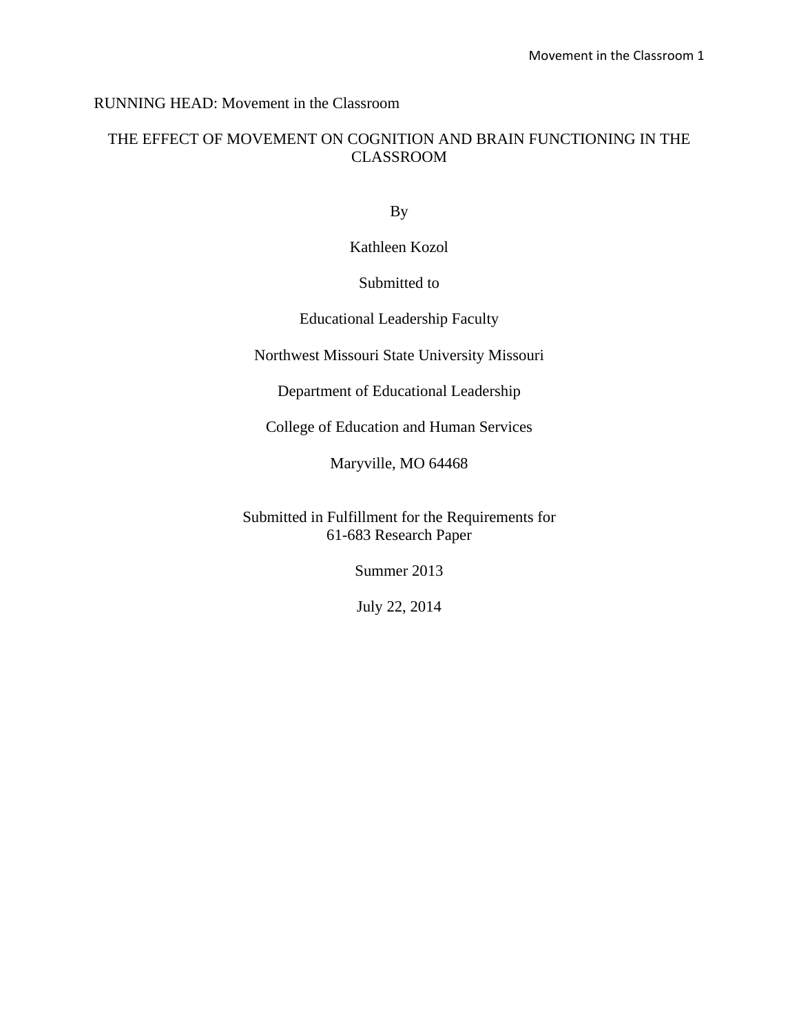RUNNING HEAD: Movement in the Classroom

# THE EFFECT OF MOVEMENT ON COGNITION AND BRAIN FUNCTIONING IN THE CLASSROOM

By

Kathleen Kozol

Submitted to

Educational Leadership Faculty

Northwest Missouri State University Missouri

Department of Educational Leadership

College of Education and Human Services

Maryville, MO 64468

Submitted in Fulfillment for the Requirements for
61-683 Research Paper

Summer 2013

July 22, 2014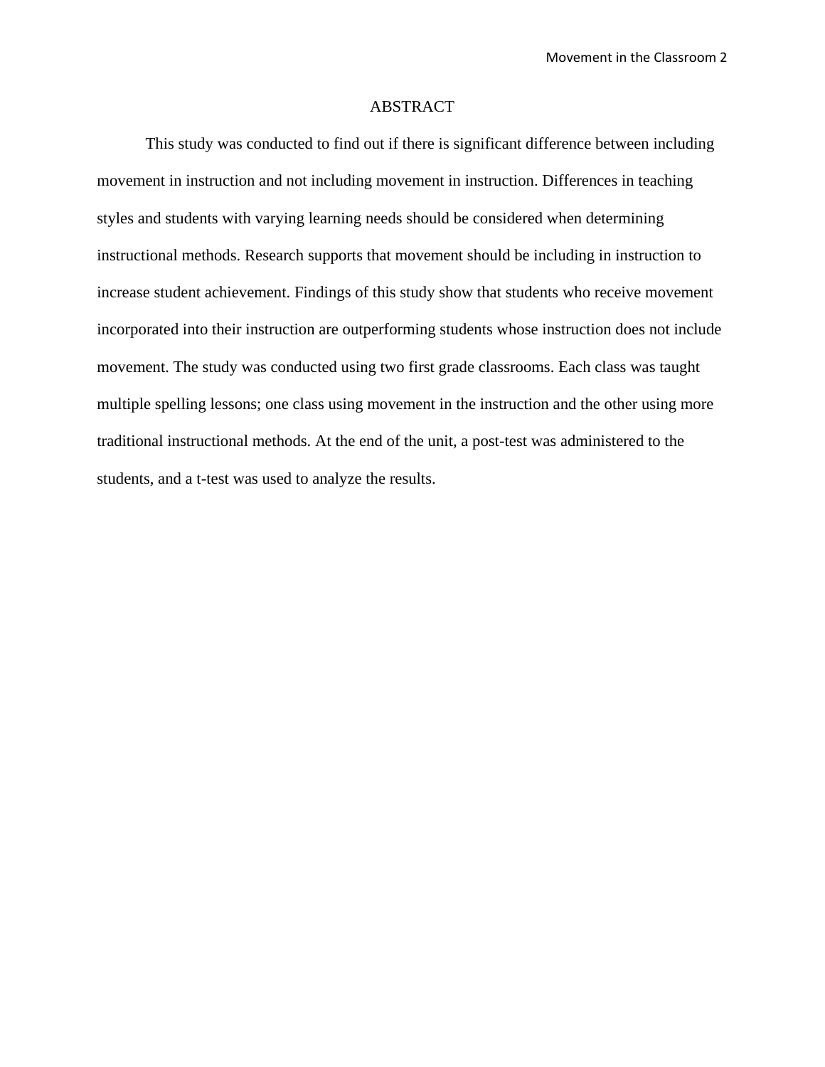# ABSTRACT

This study was conducted to find out if there is significant difference between including movement in instruction and not including movement in instruction. Differences in teaching styles and students with varying learning needs should be considered when determining instructional methods. Research supports that movement should be including in instruction to increase student achievement. Findings of this study show that students who receive movement incorporated into their instruction are outperforming students whose instruction does not include movement. The study was conducted using two first grade classrooms. Each class was taught multiple spelling lessons; one class using movement in the instruction and the other using more traditional instructional methods. At the end of the unit, a post-test was administered to the students, and a t-test was used to analyze the results.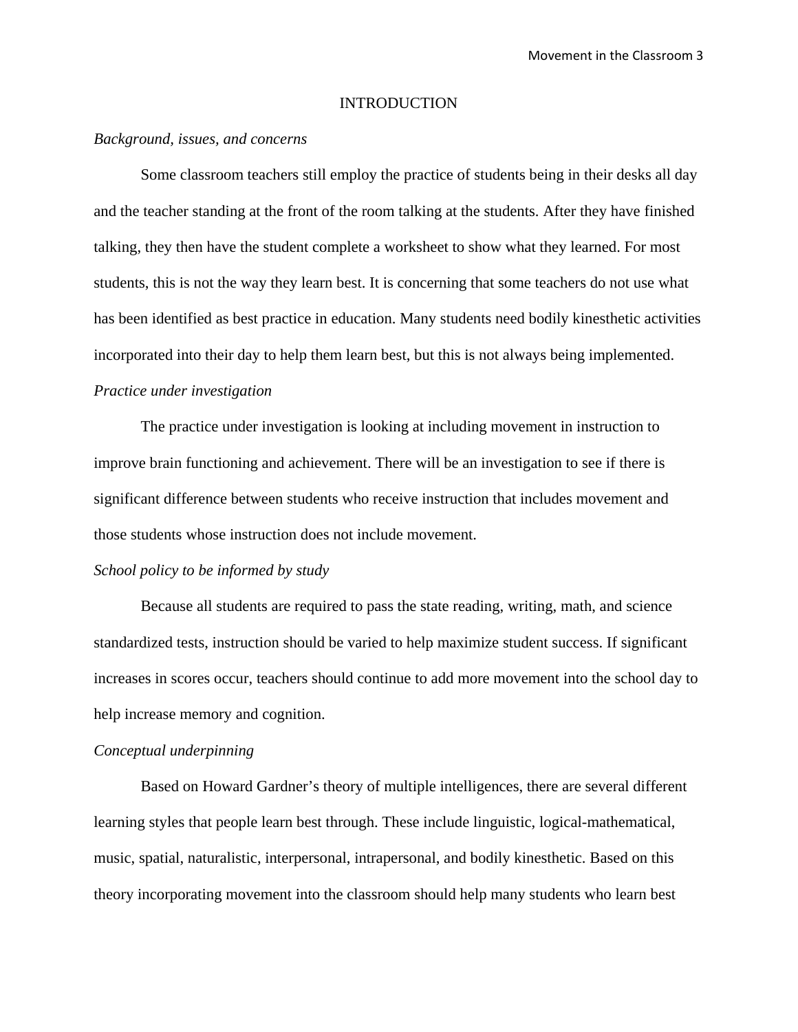# INTRODUCTION

*Background, issues, and concerns*

Some classroom teachers still employ the practice of students being in their desks all day and the teacher standing at the front of the room talking at the students. After they have finished talking, they then have the student complete a worksheet to show what they learned. For most students, this is not the way they learn best. It is concerning that some teachers do not use what has been identified as best practice in education. Many students need bodily kinesthetic activities incorporated into their day to help them learn best, but this is not always being implemented.

*Practice under investigation*

The practice under investigation is looking at including movement in instruction to improve brain functioning and achievement. There will be an investigation to see if there is significant difference between students who receive instruction that includes movement and those students whose instruction does not include movement.

*School policy to be informed by study*

Because all students are required to pass the state reading, writing, math, and science standardized tests, instruction should be varied to help maximize student success. If significant increases in scores occur, teachers should continue to add more movement into the school day to help increase memory and cognition.

*Conceptual underpinning*

Based on Howard Gardner's theory of multiple intelligences, there are several different learning styles that people learn best through. These include linguistic, logical-mathematical, music, spatial, naturalistic, interpersonal, intrapersonal, and bodily kinesthetic. Based on this theory incorporating movement into the classroom should help many students who learn best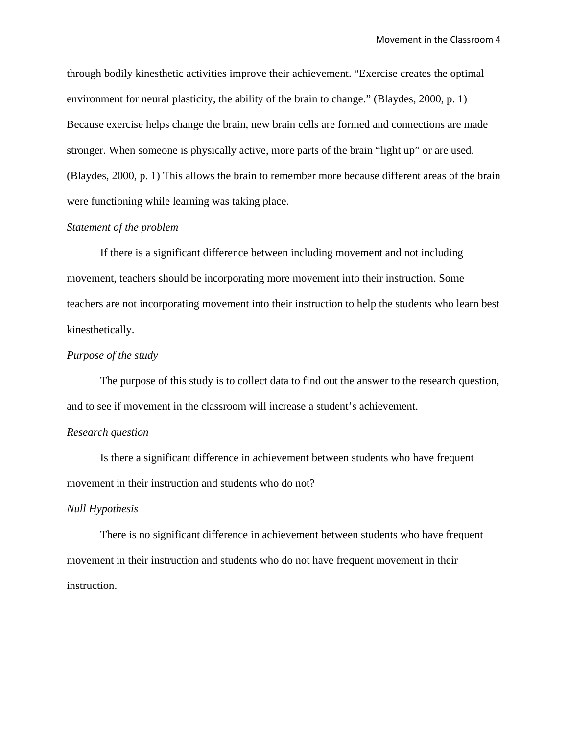through bodily kinesthetic activities improve their achievement. “Exercise creates the optimal environment for neural plasticity, the ability of the brain to change.” (Blaydes, 2000, p. 1) Because exercise helps change the brain, new brain cells are formed and connections are made stronger. When someone is physically active, more parts of the brain “light up” or are used. (Blaydes, 2000, p. 1) This allows the brain to remember more because different areas of the brain were functioning while learning was taking place.

*Statement of the problem*

If there is a significant difference between including movement and not including movement, teachers should be incorporating more movement into their instruction. Some teachers are not incorporating movement into their instruction to help the students who learn best kinesthetically.

*Purpose of the study*

The purpose of this study is to collect data to find out the answer to the research question, and to see if movement in the classroom will increase a student’s achievement.

*Research question*

Is there a significant difference in achievement between students who have frequent movement in their instruction and students who do not?

*Null Hypothesis*

There is no significant difference in achievement between students who have frequent movement in their instruction and students who do not have frequent movement in their instruction.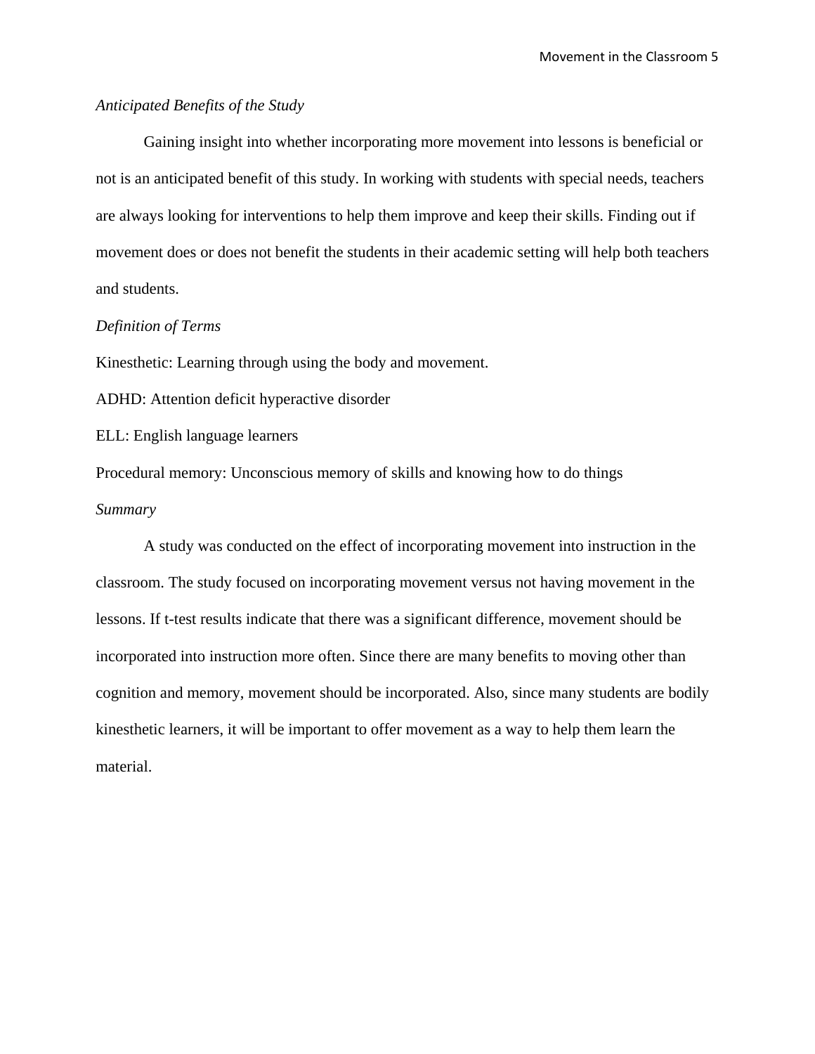### *Anticipated Benefits of the Study*

Gaining insight into whether incorporating more movement into lessons is beneficial or not is an anticipated benefit of this study. In working with students with special needs, teachers are always looking for interventions to help them improve and keep their skills. Finding out if movement does or does not benefit the students in their academic setting will help both teachers and students.

### *Definition of Terms*

Kinesthetic: Learning through using the body and movement.

ADHD: Attention deficit hyperactive disorder

ELL: English language learners

Procedural memory: Unconscious memory of skills and knowing how to do things

### *Summary*

A study was conducted on the effect of incorporating movement into instruction in the classroom. The study focused on incorporating movement versus not having movement in the lessons. If t-test results indicate that there was a significant difference, movement should be incorporated into instruction more often. Since there are many benefits to moving other than cognition and memory, movement should be incorporated. Also, since many students are bodily kinesthetic learners, it will be important to offer movement as a way to help them learn the material.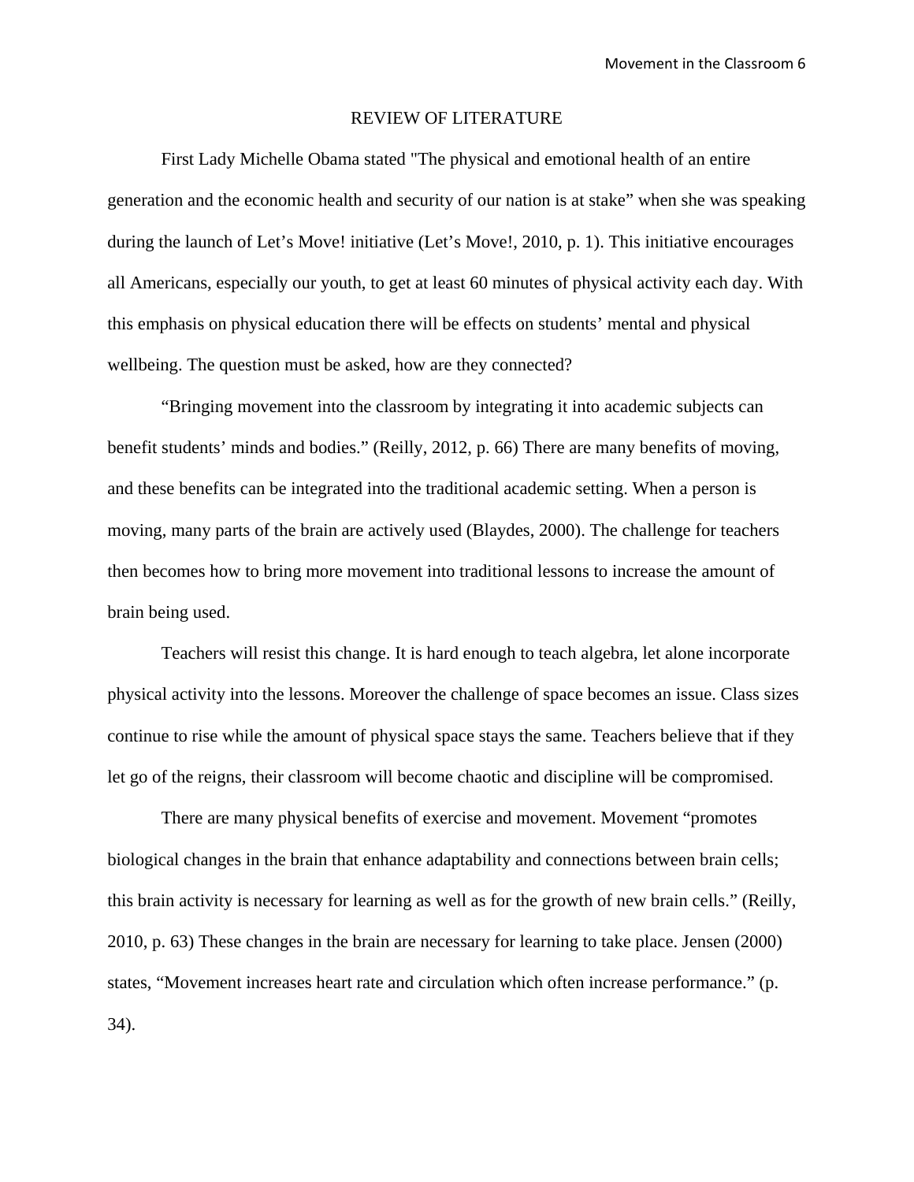## REVIEW OF LITERATURE

First Lady Michelle Obama stated "The physical and emotional health of an entire generation and the economic health and security of our nation is at stake" when she was speaking during the launch of Let's Move! initiative (Let's Move!, 2010, p. 1). This initiative encourages all Americans, especially our youth, to get at least 60 minutes of physical activity each day. With this emphasis on physical education there will be effects on students' mental and physical wellbeing. The question must be asked, how are they connected?

"Bringing movement into the classroom by integrating it into academic subjects can benefit students' minds and bodies." (Reilly, 2012, p. 66) There are many benefits of moving, and these benefits can be integrated into the traditional academic setting. When a person is moving, many parts of the brain are actively used (Blaydes, 2000). The challenge for teachers then becomes how to bring more movement into traditional lessons to increase the amount of brain being used.

Teachers will resist this change. It is hard enough to teach algebra, let alone incorporate physical activity into the lessons. Moreover the challenge of space becomes an issue. Class sizes continue to rise while the amount of physical space stays the same. Teachers believe that if they let go of the reigns, their classroom will become chaotic and discipline will be compromised.

There are many physical benefits of exercise and movement. Movement "promotes biological changes in the brain that enhance adaptability and connections between brain cells; this brain activity is necessary for learning as well as for the growth of new brain cells." (Reilly, 2010, p. 63) These changes in the brain are necessary for learning to take place. Jensen (2000) states, "Movement increases heart rate and circulation which often increase performance." (p. 34).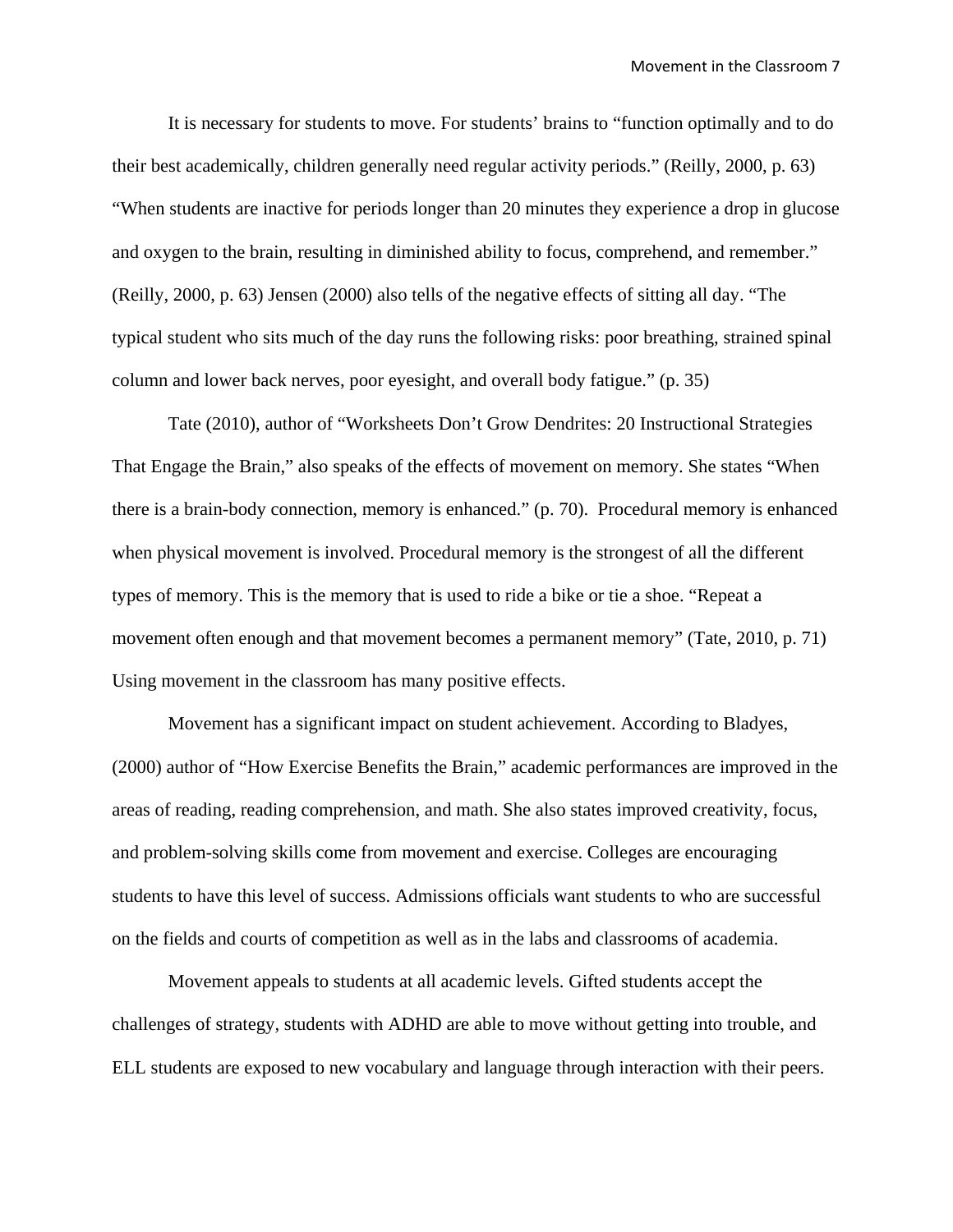It is necessary for students to move. For students' brains to "function optimally and to do their best academically, children generally need regular activity periods." (Reilly, 2000, p. 63) "When students are inactive for periods longer than 20 minutes they experience a drop in glucose and oxygen to the brain, resulting in diminished ability to focus, comprehend, and remember." (Reilly, 2000, p. 63) Jensen (2000) also tells of the negative effects of sitting all day. "The typical student who sits much of the day runs the following risks: poor breathing, strained spinal column and lower back nerves, poor eyesight, and overall body fatigue." (p. 35)

Tate (2010), author of "Worksheets Don't Grow Dendrites: 20 Instructional Strategies That Engage the Brain," also speaks of the effects of movement on memory. She states "When there is a brain-body connection, memory is enhanced." (p. 70). Procedural memory is enhanced when physical movement is involved. Procedural memory is the strongest of all the different types of memory. This is the memory that is used to ride a bike or tie a shoe. "Repeat a movement often enough and that movement becomes a permanent memory" (Tate, 2010, p. 71) Using movement in the classroom has many positive effects.

Movement has a significant impact on student achievement. According to Bladyes, (2000) author of "How Exercise Benefits the Brain," academic performances are improved in the areas of reading, reading comprehension, and math. She also states improved creativity, focus, and problem-solving skills come from movement and exercise. Colleges are encouraging students to have this level of success. Admissions officials want students to who are successful on the fields and courts of competition as well as in the labs and classrooms of academia.

Movement appeals to students at all academic levels. Gifted students accept the challenges of strategy, students with ADHD are able to move without getting into trouble, and ELL students are exposed to new vocabulary and language through interaction with their peers.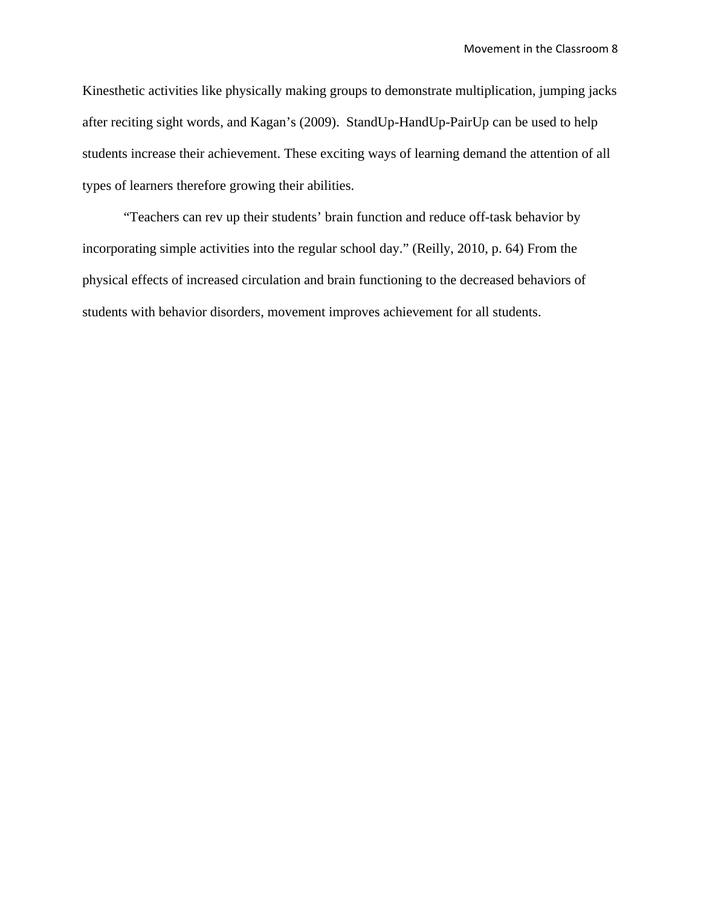Kinesthetic activities like physically making groups to demonstrate multiplication, jumping jacks after reciting sight words, and Kagan's (2009).  StandUp-HandUp-PairUp can be used to help students increase their achievement. These exciting ways of learning demand the attention of all types of learners therefore growing their abilities.

"Teachers can rev up their students' brain function and reduce off-task behavior by incorporating simple activities into the regular school day." (Reilly, 2010, p. 64) From the physical effects of increased circulation and brain functioning to the decreased behaviors of students with behavior disorders, movement improves achievement for all students.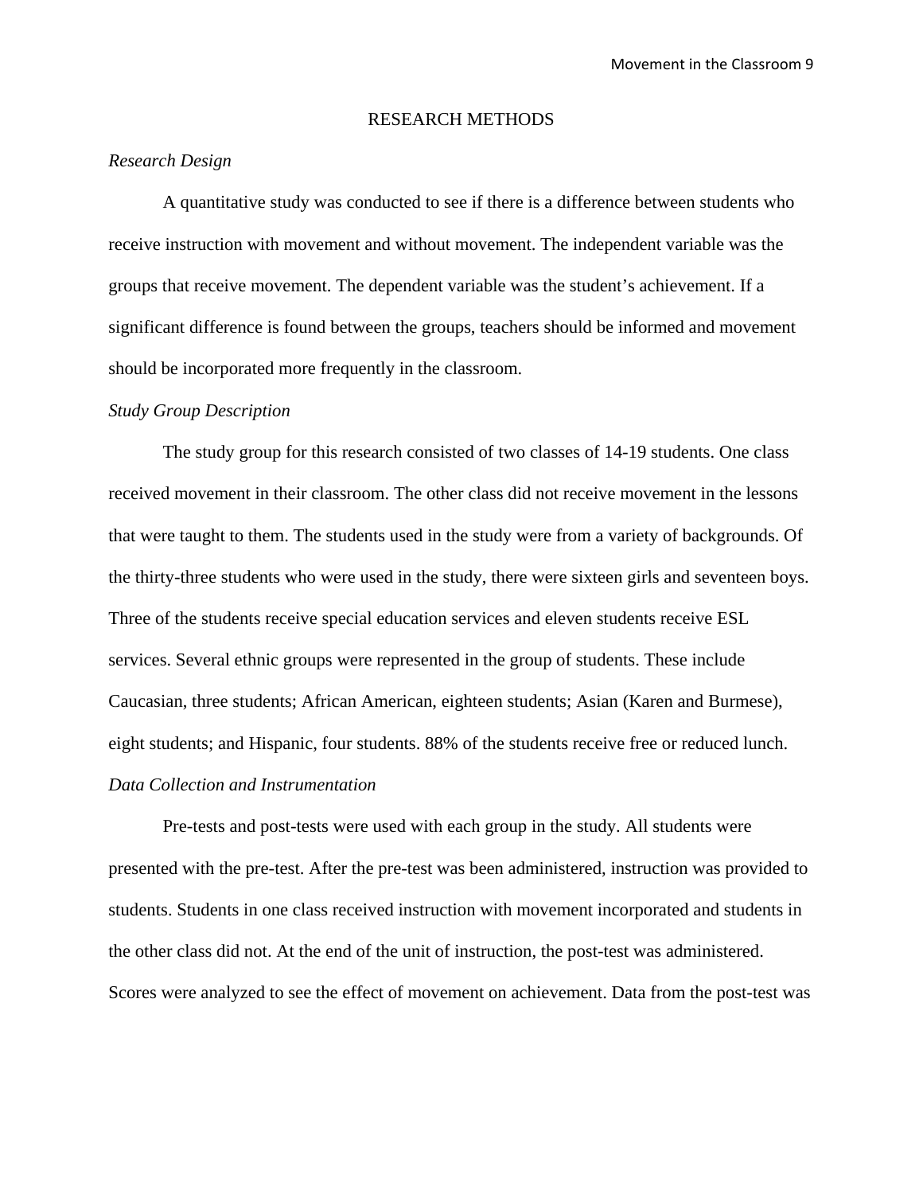# RESEARCH METHODS

*Research Design*

A quantitative study was conducted to see if there is a difference between students who receive instruction with movement and without movement. The independent variable was the groups that receive movement. The dependent variable was the student's achievement. If a significant difference is found between the groups, teachers should be informed and movement should be incorporated more frequently in the classroom.

*Study Group Description*

The study group for this research consisted of two classes of 14-19 students. One class received movement in their classroom. The other class did not receive movement in the lessons that were taught to them. The students used in the study were from a variety of backgrounds. Of the thirty-three students who were used in the study, there were sixteen girls and seventeen boys. Three of the students receive special education services and eleven students receive ESL services. Several ethnic groups were represented in the group of students. These include Caucasian, three students; African American, eighteen students; Asian (Karen and Burmese), eight students; and Hispanic, four students. 88% of the students receive free or reduced lunch.

*Data Collection and Instrumentation*

Pre-tests and post-tests were used with each group in the study. All students were presented with the pre-test. After the pre-test was been administered, instruction was provided to students. Students in one class received instruction with movement incorporated and students in the other class did not. At the end of the unit of instruction, the post-test was administered. Scores were analyzed to see the effect of movement on achievement. Data from the post-test was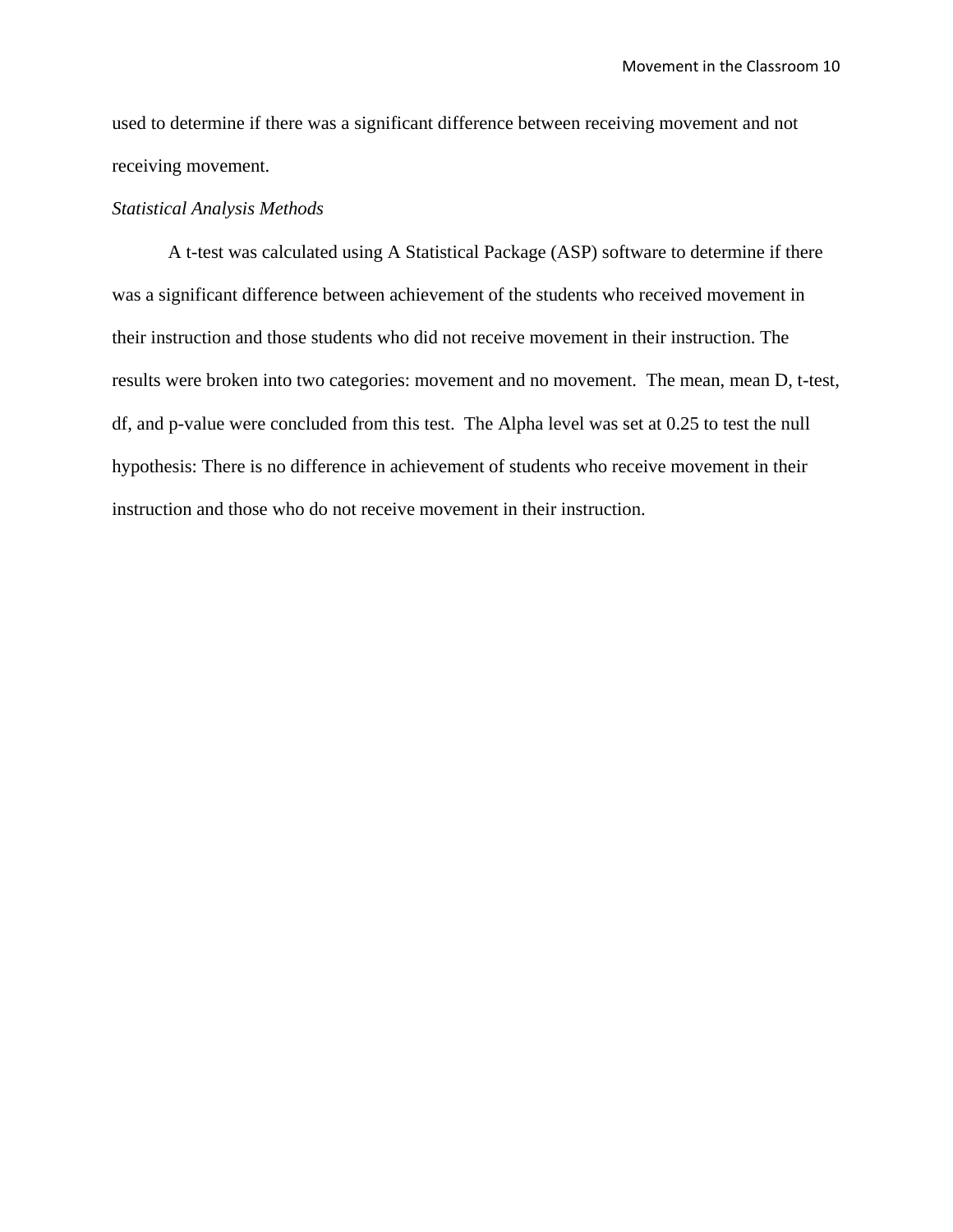used to determine if there was a significant difference between receiving movement and not receiving movement.

*Statistical Analysis Methods*

A t-test was calculated using A Statistical Package (ASP) software to determine if there was a significant difference between achievement of the students who received movement in their instruction and those students who did not receive movement in their instruction. The results were broken into two categories: movement and no movement. The mean, mean D, t-test, df, and p-value were concluded from this test. The Alpha level was set at 0.25 to test the null hypothesis: There is no difference in achievement of students who receive movement in their instruction and those who do not receive movement in their instruction.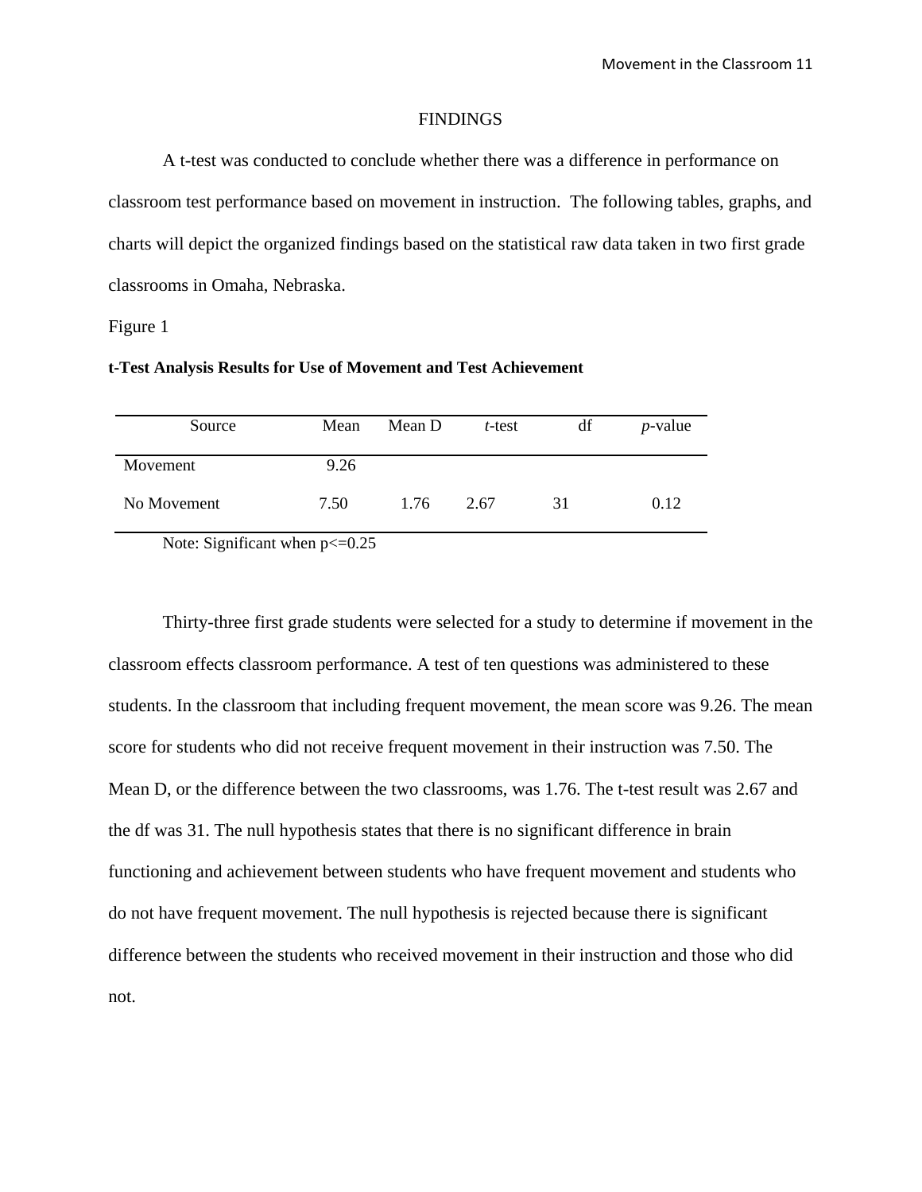# FINDINGS

A t-test was conducted to conclude whether there was a difference in performance on classroom test performance based on movement in instruction. The following tables, graphs, and charts will depict the organized findings based on the statistical raw data taken in two first grade classrooms in Omaha, Nebraska.

Figure 1

**t-Test Analysis Results for Use of Movement and Test Achievement**

| Source | Mean | Mean D | *t*-test | df | *p*-value |
|---|---|---|---|---|---|
| Movement | 9.26 | | | | |
| No Movement | 7.50 | 1.76 | 2.67 | 31 | 0.12 |

Note: Significant when $p<=0.25$

Thirty-three first grade students were selected for a study to determine if movement in the classroom effects classroom performance. A test of ten questions was administered to these students. In the classroom that including frequent movement, the mean score was 9.26. The mean score for students who did not receive frequent movement in their instruction was 7.50. The Mean D, or the difference between the two classrooms, was 1.76. The t-test result was 2.67 and the df was 31. The null hypothesis states that there is no significant difference in brain functioning and achievement between students who have frequent movement and students who do not have frequent movement. The null hypothesis is rejected because there is significant difference between the students who received movement in their instruction and those who did not.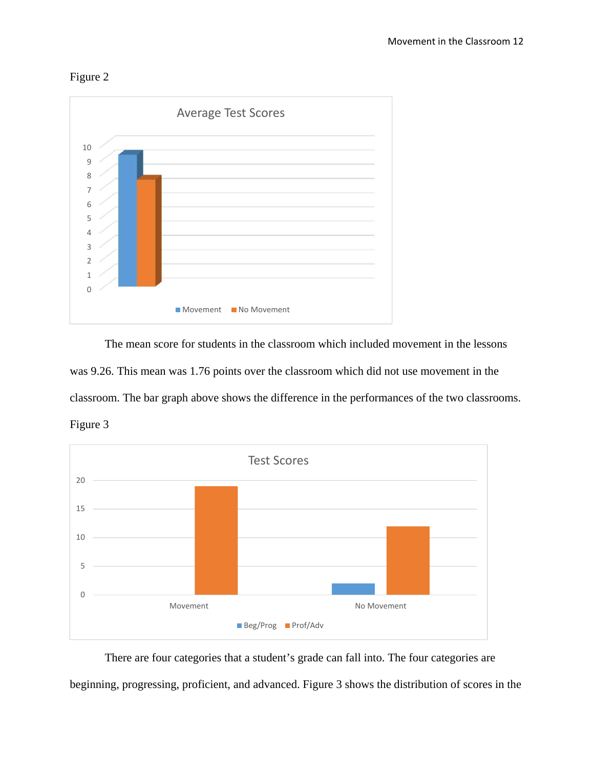Figure 2

The mean score for students in the classroom which included movement in the lessons was 9.26. This mean was 1.76 points over the classroom which did not use movement in the classroom. The bar graph above shows the difference in the performances of the two classrooms.

Figure 3

There are four categories that a student's grade can fall into. The four categories are beginning, progressing, proficient, and advanced. Figure 3 shows the distribution of scores in the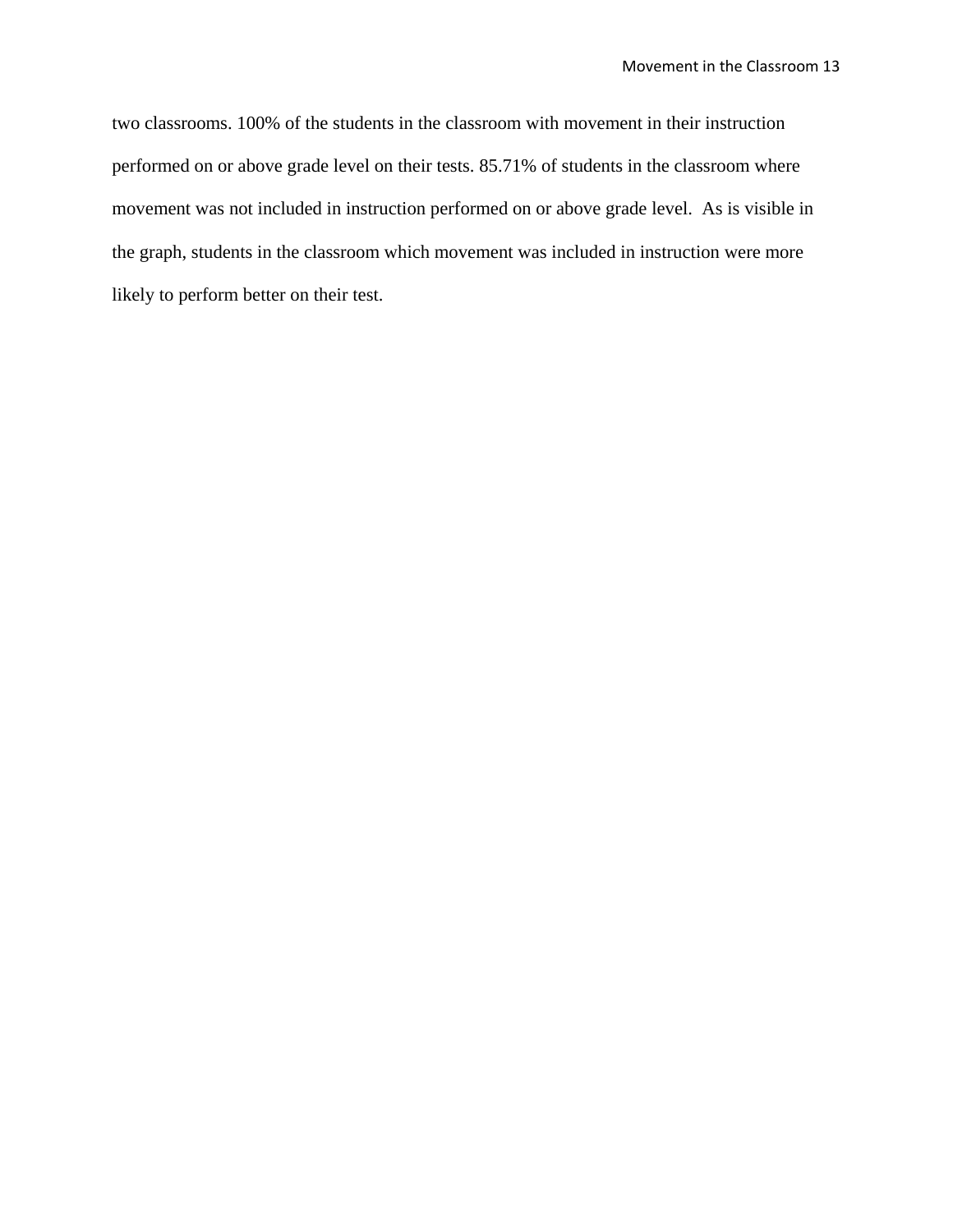two classrooms. 100% of the students in the classroom with movement in their instruction performed on or above grade level on their tests. 85.71% of students in the classroom where movement was not included in instruction performed on or above grade level. As is visible in the graph, students in the classroom which movement was included in instruction were more likely to perform better on their test.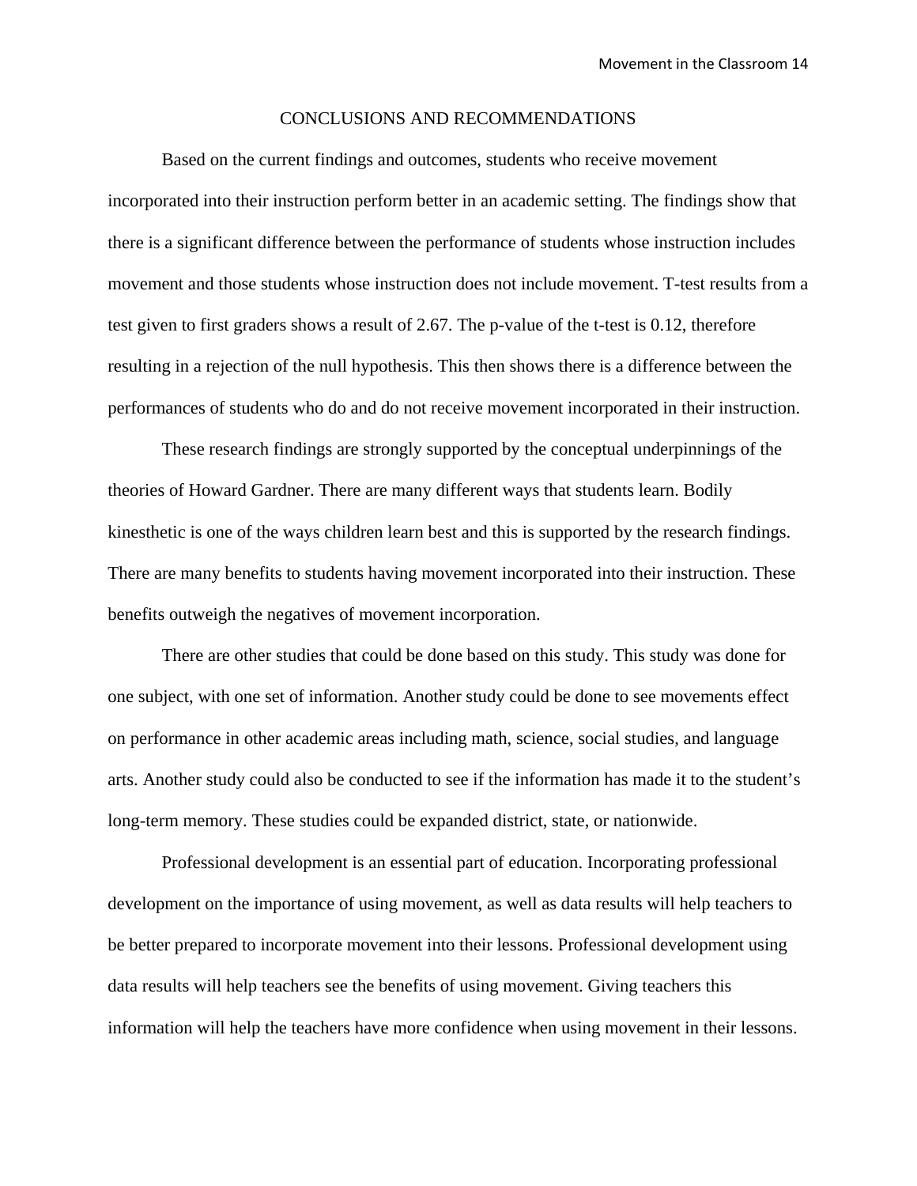## CONCLUSIONS AND RECOMMENDATIONS

Based on the current findings and outcomes, students who receive movement incorporated into their instruction perform better in an academic setting. The findings show that there is a significant difference between the performance of students whose instruction includes movement and those students whose instruction does not include movement. T-test results from a test given to first graders shows a result of 2.67. The p-value of the t-test is 0.12, therefore resulting in a rejection of the null hypothesis. This then shows there is a difference between the performances of students who do and do not receive movement incorporated in their instruction.

These research findings are strongly supported by the conceptual underpinnings of the theories of Howard Gardner. There are many different ways that students learn. Bodily kinesthetic is one of the ways children learn best and this is supported by the research findings. There are many benefits to students having movement incorporated into their instruction. These benefits outweigh the negatives of movement incorporation.

There are other studies that could be done based on this study. This study was done for one subject, with one set of information. Another study could be done to see movements effect on performance in other academic areas including math, science, social studies, and language arts. Another study could also be conducted to see if the information has made it to the student's long-term memory. These studies could be expanded district, state, or nationwide.

Professional development is an essential part of education. Incorporating professional development on the importance of using movement, as well as data results will help teachers to be better prepared to incorporate movement into their lessons. Professional development using data results will help teachers see the benefits of using movement. Giving teachers this information will help the teachers have more confidence when using movement in their lessons.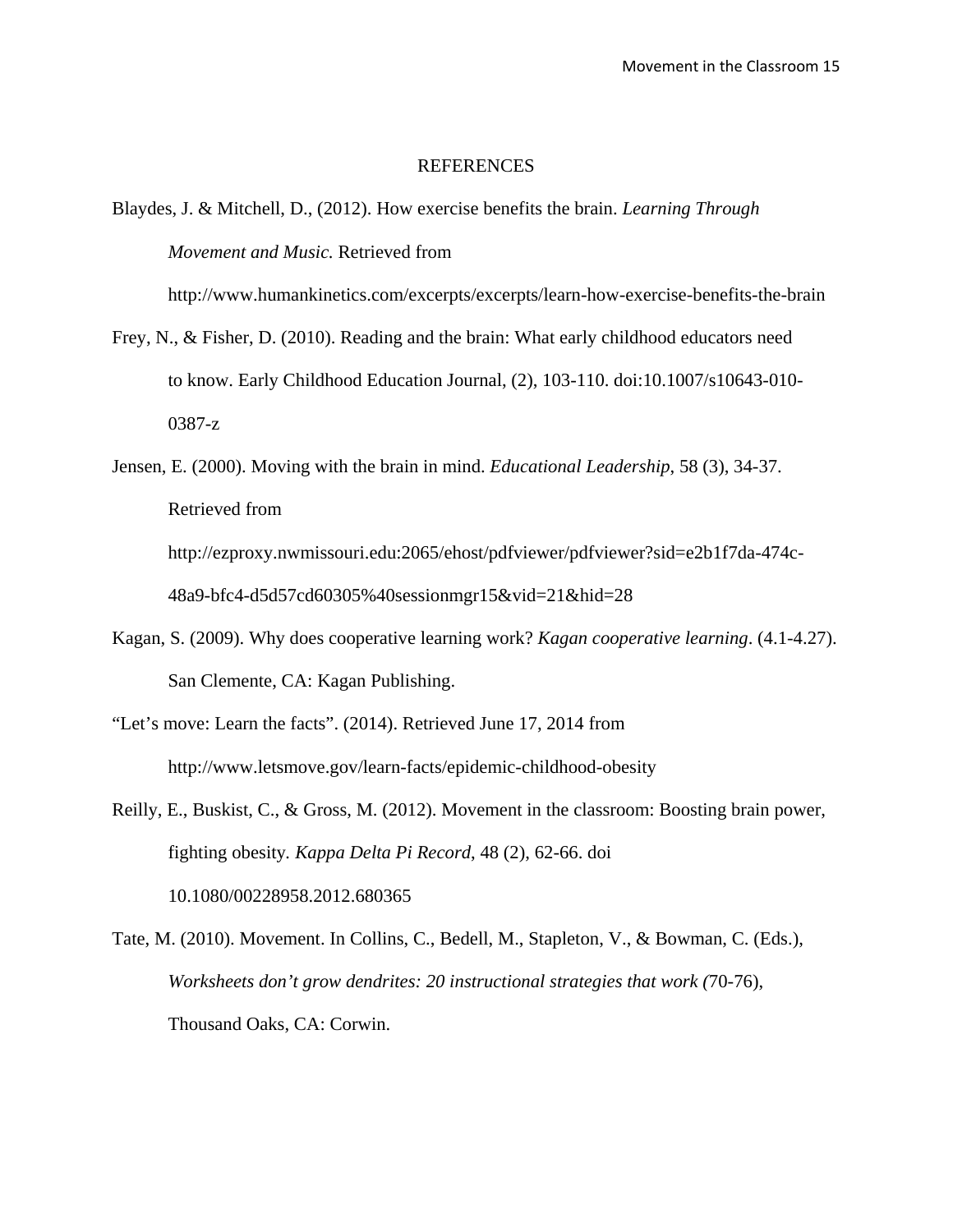# REFERENCES

Blaydes, J. & Mitchell, D., (2012). How exercise benefits the brain. *Learning Through Movement and Music.* Retrieved from http://www.humankinetics.com/excerpts/excerpts/learn-how-exercise-benefits-the-brain

Frey, N., & Fisher, D. (2010). Reading and the brain: What early childhood educators need to know. Early Childhood Education Journal, (2), 103-110. doi:10.1007/s10643-010-0387-z

Jensen, E. (2000). Moving with the brain in mind. *Educational Leadership*, 58 (3), 34-37. Retrieved from http://ezproxy.nwmissouri.edu:2065/ehost/pdfviewer/pdfviewer?sid=e2b1f7da-474c-48a9-bfc4-d5d57cd60305%40sessionmgr15&vid=21&hid=28

Kagan, S. (2009). Why does cooperative learning work? *Kagan cooperative learning*. (4.1-4.27). San Clemente, CA: Kagan Publishing.

"Let's move: Learn the facts". (2014). Retrieved June 17, 2014 from http://www.letsmove.gov/learn-facts/epidemic-childhood-obesity

Reilly, E., Buskist, C., & Gross, M. (2012). Movement in the classroom: Boosting brain power, fighting obesity. *Kappa Delta Pi Record*, 48 (2), 62-66. doi 10.1080/00228958.2012.680365

Tate, M. (2010). Movement. In Collins, C., Bedell, M., Stapleton, V., & Bowman, C. (Eds.), *Worksheets don't grow dendrites: 20 instructional strategies that work (*70-76), Thousand Oaks, CA: Corwin.